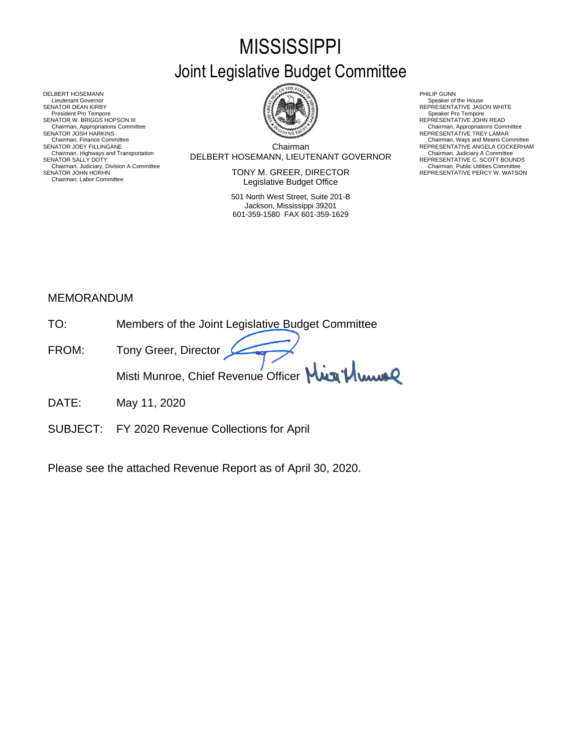# MISSISSIPPI

## Joint Legislative Budget Committee

DELBERT HOSEMANN
Lieutenant Governor
SENATOR DEAN KIRBY
President Pro Tempore
SENATOR W. BRIGGS HOPSON III
Chairman, Appropriations Committee
SENATOR JOSH HARKINS
Chairman, Finance Committee
SENATOR JOEY FILLINGANE
Chairman, Highways and Transportation
SENATOR SALLY DOTY
Chairman, Judiciary, Division A Committee
SENATOR JOHN HORHN
Chairman, Labor Committee

Chairman
DELBERT HOSEMANN, LIEUTENANT GOVERNOR

TONY M. GREER, DIRECTOR
Legislative Budget Office

501 North West Street, Suite 201-B
Jackson, Mississippi 39201
601-359-1580 FAX 601-359-1629

PHILIP GUNN
Speaker of the House
REPRESENTATIVE JASON WHITE
Speaker Pro Tempore
REPRESENTATIVE JOHN READ
Chairman, Appropriations Committee
REPRESENTATIVE TREY LAMAR
Chairman, Ways and Means Committee
REPRESENTATIVE ANGELA COCKERHAM
Chairman, Judiciary A Committee
REPRESENTATIVE C. SCOTT BOUNDS
Chairman, Public Utilities Committee
REPRESENTATIVE PERCY W. WATSON

MEMORANDUM

TO: Members of the Joint Legislative Budget Committee

FROM: Tony Greer, Director

Misti Munroe, Chief Revenue Officer

DATE: May 11, 2020

SUBJECT: FY 2020 Revenue Collections for April

Please see the attached Revenue Report as of April 30, 2020.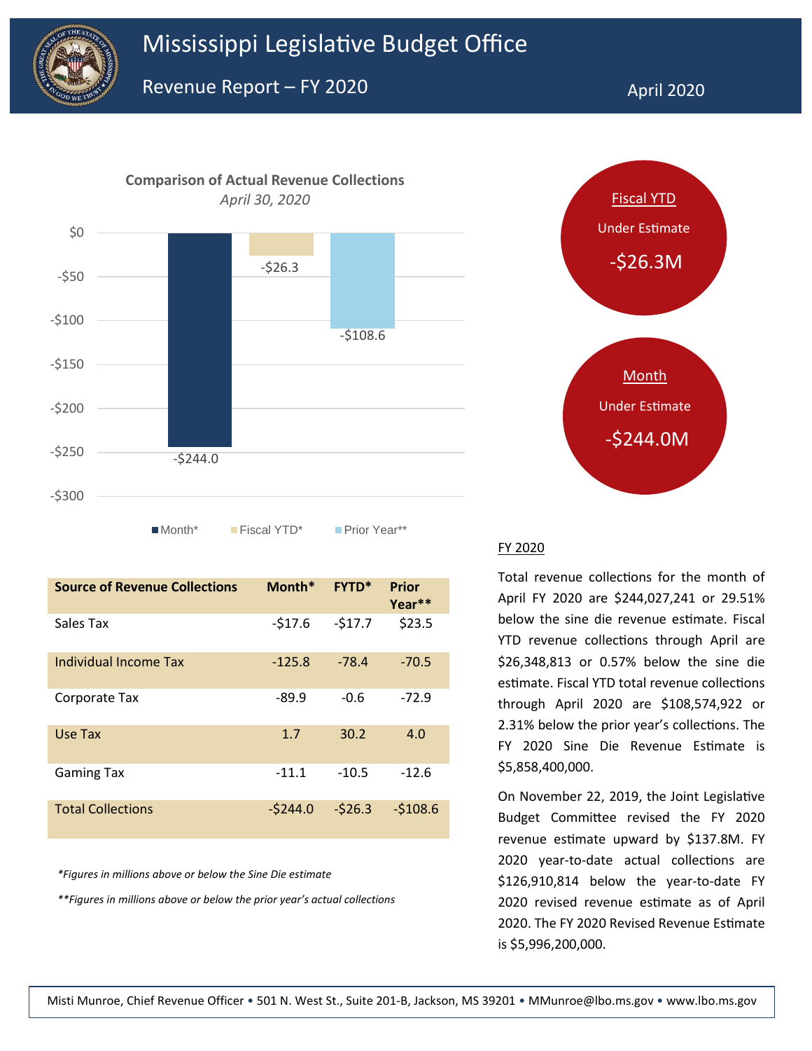# Mississippi Legislative Budget Office

## Revenue Report – FY 2020

April 2020

**Comparison of Actual Revenue Collections**
*April 30, 2020*

| | Month* | Fiscal YTD* | Prior Year** |
|---|---|---|---|
| Value | -$244.0 | -$26.3 | -$108.6 |

**Fiscal YTD**
Under Estimate
-$26.3M

**Month**
Under Estimate
-$244.0M

| Source of Revenue Collections | Month* | FYTD* | Prior Year** |
|---|---|---|---|
| Sales Tax | -$17.6 | -$17.7 | $23.5 |
| Individual Income Tax | -125.8 | -78.4 | -70.5 |
| Corporate Tax | -89.9 | -0.6 | -72.9 |
| Use Tax | 1.7 | 30.2 | 4.0 |
| Gaming Tax | -11.1 | -10.5 | -12.6 |
| Total Collections | -$244.0 | -$26.3 | -$108.6 |

*\*Figures in millions above or below the Sine Die estimate*

*\*\*Figures in millions above or below the prior year's actual collections*

### FY 2020

Total revenue collections for the month of April FY 2020 are $244,027,241 or 29.51% below the sine die revenue estimate. Fiscal YTD revenue collections through April are $26,348,813 or 0.57% below the sine die estimate. Fiscal YTD total revenue collections through April 2020 are $108,574,922 or 2.31% below the prior year's collections. The FY 2020 Sine Die Revenue Estimate is $5,858,400,000.

On November 22, 2019, the Joint Legislative Budget Committee revised the FY 2020 revenue estimate upward by $137.8M. FY 2020 year-to-date actual collections are $126,910,814 below the year-to-date FY 2020 revised revenue estimate as of April 2020. The FY 2020 Revised Revenue Estimate is $5,996,200,000.

Misti Munroe, Chief Revenue Officer • 501 N. West St., Suite 201-B, Jackson, MS 39201 • MMunroe@lbo.ms.gov • www.lbo.ms.gov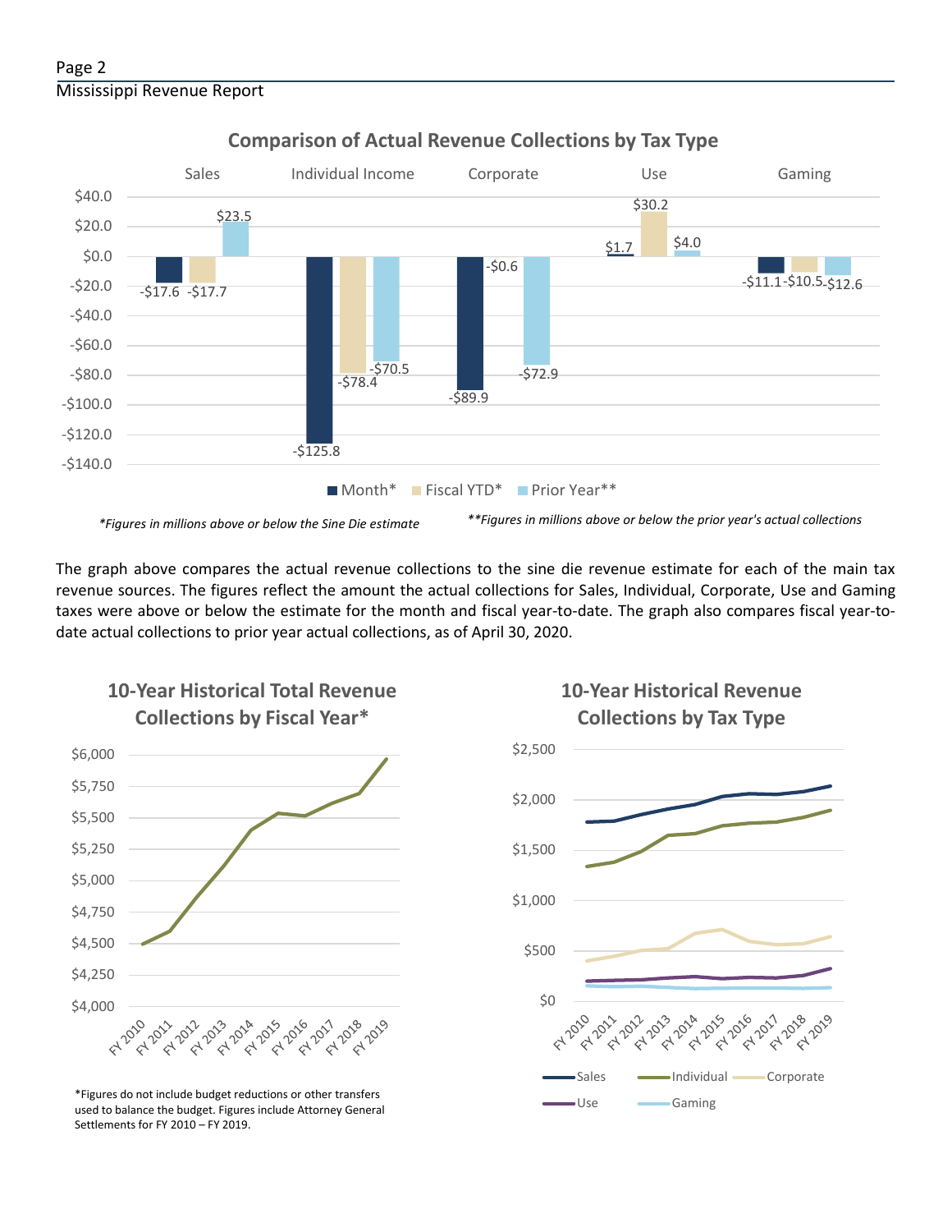## Comparison of Actual Revenue Collections by Tax Type

| | Sales | Individual Income | Corporate | Use | Gaming |
|---|---|---|---|---|---|
| Month* | -$17.6 | -$125.8 | -$89.9 | $1.7 | -$11.1 |
| Fiscal YTD* | -$17.7 | -$78.4 | -$0.6 | $30.2 | -$10.5 |
| Prior Year** | $23.5 | -$70.5 | -$72.9 | $4.0 | -$12.6 |

*\*Figures in millions above or below the Sine Die estimate*

*\*\*Figures in millions above or below the prior year's actual collections*

The graph above compares the actual revenue collections to the sine die revenue estimate for each of the main tax revenue sources. The figures reflect the amount the actual collections for Sales, Individual, Corporate, Use and Gaming taxes were above or below the estimate for the month and fiscal year-to-date. The graph also compares fiscal year-to-date actual collections to prior year actual collections, as of April 30, 2020.

## 10-Year Historical Total Revenue Collections by Fiscal Year*

\*Figures do not include budget reductions or other transfers used to balance the budget. Figures include Attorney General Settlements for FY 2010 – FY 2019.

## 10-Year Historical Revenue Collections by Tax Type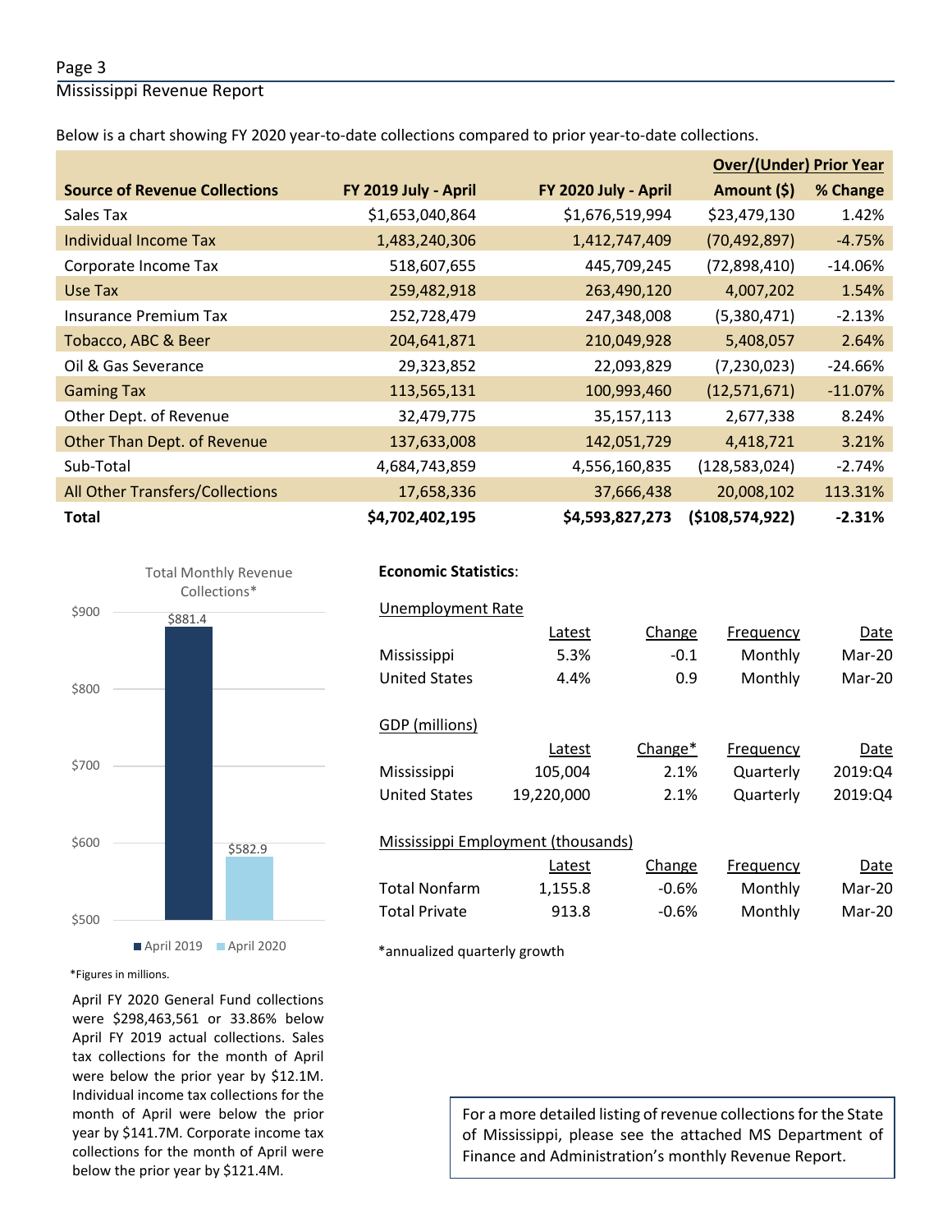Below is a chart showing FY 2020 year-to-date collections compared to prior year-to-date collections.

| Source of Revenue Collections | FY 2019 July - April | FY 2020 July - April | Over/(Under) Prior Year Amount ($) | % Change |
|---|---|---|---|---|
| Sales Tax | $1,653,040,864 | $1,676,519,994 | $23,479,130 | 1.42% |
| Individual Income Tax | 1,483,240,306 | 1,412,747,409 | (70,492,897) | -4.75% |
| Corporate Income Tax | 518,607,655 | 445,709,245 | (72,898,410) | -14.06% |
| Use Tax | 259,482,918 | 263,490,120 | 4,007,202 | 1.54% |
| Insurance Premium Tax | 252,728,479 | 247,348,008 | (5,380,471) | -2.13% |
| Tobacco, ABC & Beer | 204,641,871 | 210,049,928 | 5,408,057 | 2.64% |
| Oil & Gas Severance | 29,323,852 | 22,093,829 | (7,230,023) | -24.66% |
| Gaming Tax | 113,565,131 | 100,993,460 | (12,571,671) | -11.07% |
| Other Dept. of Revenue | 32,479,775 | 35,157,113 | 2,677,338 | 8.24% |
| Other Than Dept. of Revenue | 137,633,008 | 142,051,729 | 4,418,721 | 3.21% |
| Sub-Total | 4,684,743,859 | 4,556,160,835 | (128,583,024) | -2.74% |
| All Other Transfers/Collections | 17,658,336 | 37,666,438 | 20,008,102 | 113.31% |
| **Total** | **$4,702,402,195** | **$4,593,827,273** | **($108,574,922)** | **-2.31%** |

Total Monthly Revenue Collections*

| | April 2019 | April 2020 |
|---|---|---|
| Total | $881.4 | $582.9 |

*Figures in millions.

April FY 2020 General Fund collections were $298,463,561 or 33.86% below April FY 2019 actual collections. Sales tax collections for the month of April were below the prior year by $12.1M. Individual income tax collections for the month of April were below the prior year by $141.7M. Corporate income tax collections for the month of April were below the prior year by $121.4M.

**Economic Statistics**:

Unemployment Rate

| | Latest | Change | Frequency | Date |
|---|---|---|---|---|
| Mississippi | 5.3% | -0.1 | Monthly | Mar-20 |
| United States | 4.4% | 0.9 | Monthly | Mar-20 |

GDP (millions)

| | Latest | Change* | Frequency | Date |
|---|---|---|---|---|
| Mississippi | 105,004 | 2.1% | Quarterly | 2019:Q4 |
| United States | 19,220,000 | 2.1% | Quarterly | 2019:Q4 |

Mississippi Employment (thousands)

| | Latest | Change | Frequency | Date |
|---|---|---|---|---|
| Total Nonfarm | 1,155.8 | -0.6% | Monthly | Mar-20 |
| Total Private | 913.8 | -0.6% | Monthly | Mar-20 |

*annualized quarterly growth

For a more detailed listing of revenue collections for the State of Mississippi, please see the attached MS Department of Finance and Administration's monthly Revenue Report.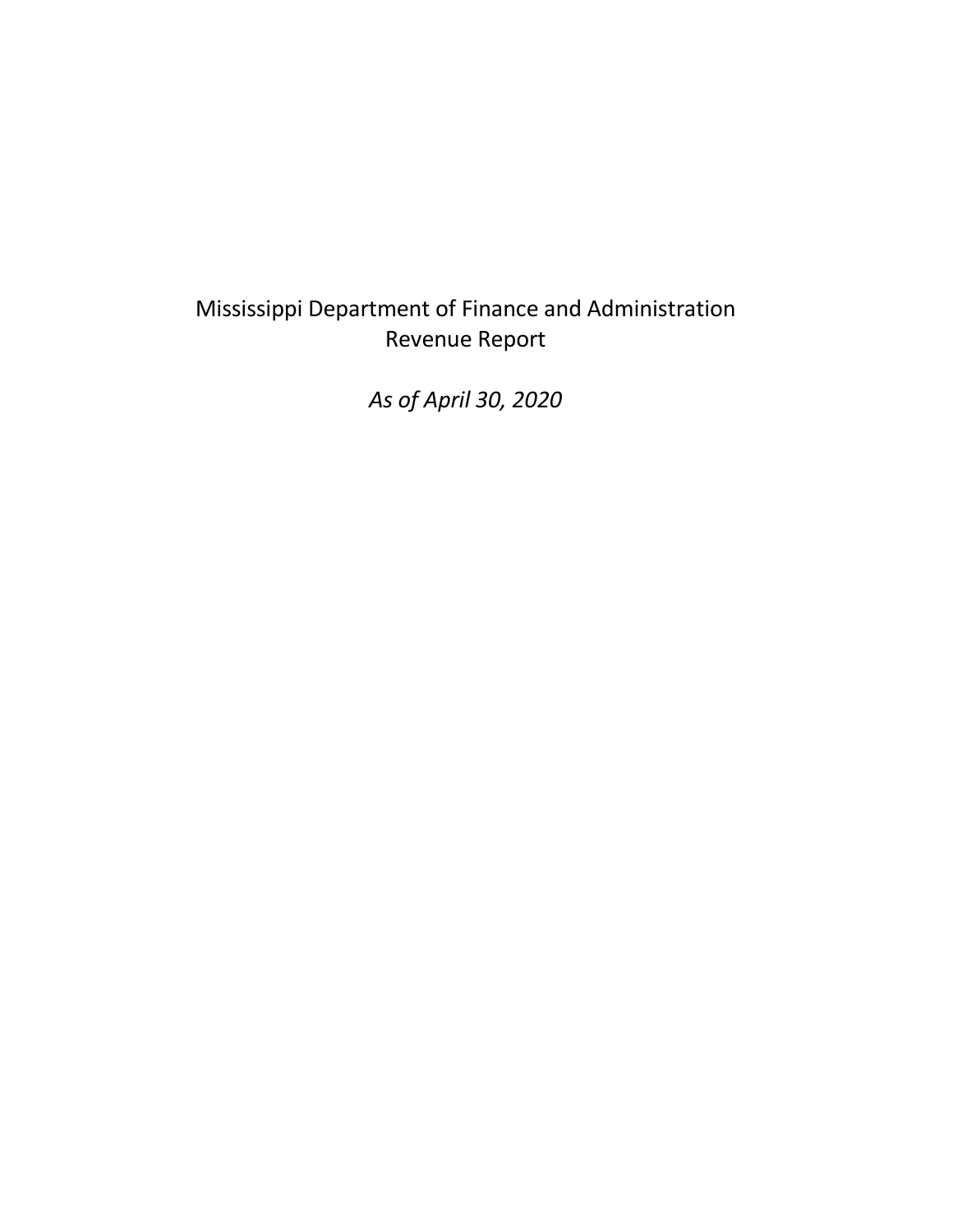Mississippi Department of Finance and Administration

Revenue Report

*As of April 30, 2020*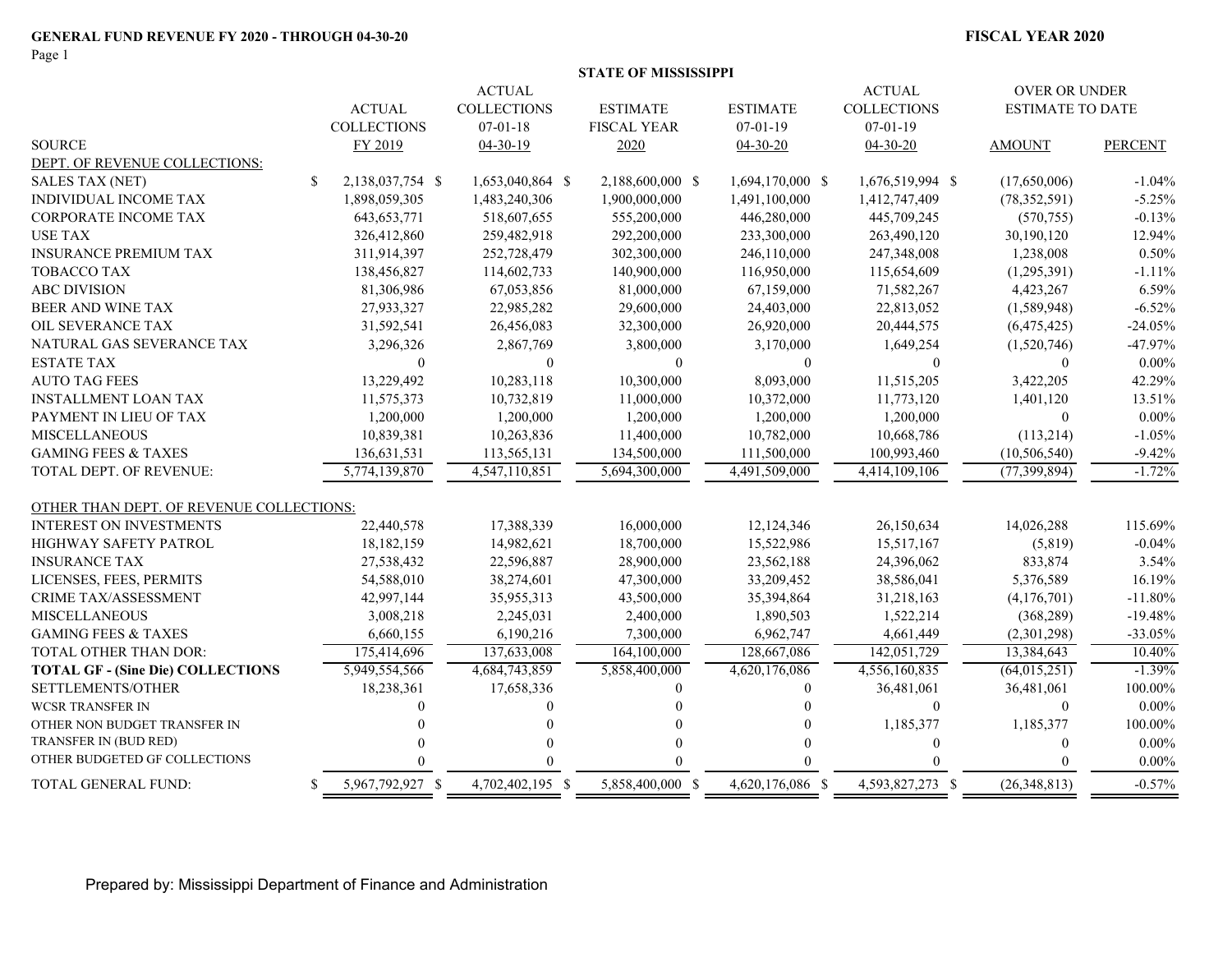**GENERAL FUND REVENUE FY 2020 - THROUGH 04-30-20**

**FISCAL YEAR 2020**

**STATE OF MISSISSIPPI**

| SOURCE | ACTUAL COLLECTIONS FY 2019 | ACTUAL COLLECTIONS 07-01-18 04-30-19 | ESTIMATE FISCAL YEAR 2020 | ESTIMATE 07-01-19 04-30-20 | ACTUAL COLLECTIONS 07-01-19 04-30-20 | OVER OR UNDER ESTIMATE TO DATE AMOUNT | PERCENT |
|---|---|---|---|---|---|---|---|
| DEPT. OF REVENUE COLLECTIONS: | | | | | | | |
| SALES TAX (NET) | $ 2,138,037,754 | $ 1,653,040,864 | $ 2,188,600,000 | $ 1,694,170,000 | $ 1,676,519,994 | $ (17,650,006) | -1.04% |
| INDIVIDUAL INCOME TAX | 1,898,059,305 | 1,483,240,306 | 1,900,000,000 | 1,491,100,000 | 1,412,747,409 | (78,352,591) | -5.25% |
| CORPORATE INCOME TAX | 643,653,771 | 518,607,655 | 555,200,000 | 446,280,000 | 445,709,245 | (570,755) | -0.13% |
| USE TAX | 326,412,860 | 259,482,918 | 292,200,000 | 233,300,000 | 263,490,120 | 30,190,120 | 12.94% |
| INSURANCE PREMIUM TAX | 311,914,397 | 252,728,479 | 302,300,000 | 246,110,000 | 247,348,008 | 1,238,008 | 0.50% |
| TOBACCO TAX | 138,456,827 | 114,602,733 | 140,900,000 | 116,950,000 | 115,654,609 | (1,295,391) | -1.11% |
| ABC DIVISION | 81,306,986 | 67,053,856 | 81,000,000 | 67,159,000 | 71,582,267 | 4,423,267 | 6.59% |
| BEER AND WINE TAX | 27,933,327 | 22,985,282 | 29,600,000 | 24,403,000 | 22,813,052 | (1,589,948) | -6.52% |
| OIL SEVERANCE TAX | 31,592,541 | 26,456,083 | 32,300,000 | 26,920,000 | 20,444,575 | (6,475,425) | -24.05% |
| NATURAL GAS SEVERANCE TAX | 3,296,326 | 2,867,769 | 3,800,000 | 3,170,000 | 1,649,254 | (1,520,746) | -47.97% |
| ESTATE TAX | 0 | 0 | 0 | 0 | 0 | 0 | 0.00% |
| AUTO TAG FEES | 13,229,492 | 10,283,118 | 10,300,000 | 8,093,000 | 11,515,205 | 3,422,205 | 42.29% |
| INSTALLMENT LOAN TAX | 11,575,373 | 10,732,819 | 11,000,000 | 10,372,000 | 11,773,120 | 1,401,120 | 13.51% |
| PAYMENT IN LIEU OF TAX | 1,200,000 | 1,200,000 | 1,200,000 | 1,200,000 | 1,200,000 | 0 | 0.00% |
| MISCELLANEOUS | 10,839,381 | 10,263,836 | 11,400,000 | 10,782,000 | 10,668,786 | (113,214) | -1.05% |
| GAMING FEES & TAXES | 136,631,531 | 113,565,131 | 134,500,000 | 111,500,000 | 100,993,460 | (10,506,540) | -9.42% |
| TOTAL DEPT. OF REVENUE: | 5,774,139,870 | 4,547,110,851 | 5,694,300,000 | 4,491,509,000 | 4,414,109,106 | (77,399,894) | -1.72% |
| OTHER THAN DEPT. OF REVENUE COLLECTIONS: | | | | | | | |
| INTEREST ON INVESTMENTS | 22,440,578 | 17,388,339 | 16,000,000 | 12,124,346 | 26,150,634 | 14,026,288 | 115.69% |
| HIGHWAY SAFETY PATROL | 18,182,159 | 14,982,621 | 18,700,000 | 15,522,986 | 15,517,167 | (5,819) | -0.04% |
| INSURANCE TAX | 27,538,432 | 22,596,887 | 28,900,000 | 23,562,188 | 24,396,062 | 833,874 | 3.54% |
| LICENSES, FEES, PERMITS | 54,588,010 | 38,274,601 | 47,300,000 | 33,209,452 | 38,586,041 | 5,376,589 | 16.19% |
| CRIME TAX/ASSESSMENT | 42,997,144 | 35,955,313 | 43,500,000 | 35,394,864 | 31,218,163 | (4,176,701) | -11.80% |
| MISCELLANEOUS | 3,008,218 | 2,245,031 | 2,400,000 | 1,890,503 | 1,522,214 | (368,289) | -19.48% |
| GAMING FEES & TAXES | 6,660,155 | 6,190,216 | 7,300,000 | 6,962,747 | 4,661,449 | (2,301,298) | -33.05% |
| TOTAL OTHER THAN DOR: | 175,414,696 | 137,633,008 | 164,100,000 | 128,667,086 | 142,051,729 | 13,384,643 | 10.40% |
| **TOTAL GF - (Sine Die) COLLECTIONS** | 5,949,554,566 | 4,684,743,859 | 5,858,400,000 | 4,620,176,086 | 4,556,160,835 | (64,015,251) | -1.39% |
| SETTLEMENTS/OTHER | 18,238,361 | 17,658,336 | 0 | 0 | 36,481,061 | 36,481,061 | 100.00% |
| WCSR TRANSFER IN | 0 | 0 | 0 | 0 | 0 | 0 | 0.00% |
| OTHER NON BUDGET TRANSFER IN | 0 | 0 | 0 | 0 | 1,185,377 | 1,185,377 | 100.00% |
| TRANSFER IN (BUD RED) | 0 | 0 | 0 | 0 | 0 | 0 | 0.00% |
| OTHER BUDGETED GF COLLECTIONS | 0 | 0 | 0 | 0 | 0 | 0 | 0.00% |
| TOTAL GENERAL FUND: | $ 5,967,792,927 | $ 4,702,402,195 | $ 5,858,400,000 | $ 4,620,176,086 | $ 4,593,827,273 | $ (26,348,813) | -0.57% |

Prepared by: Mississippi Department of Finance and Administration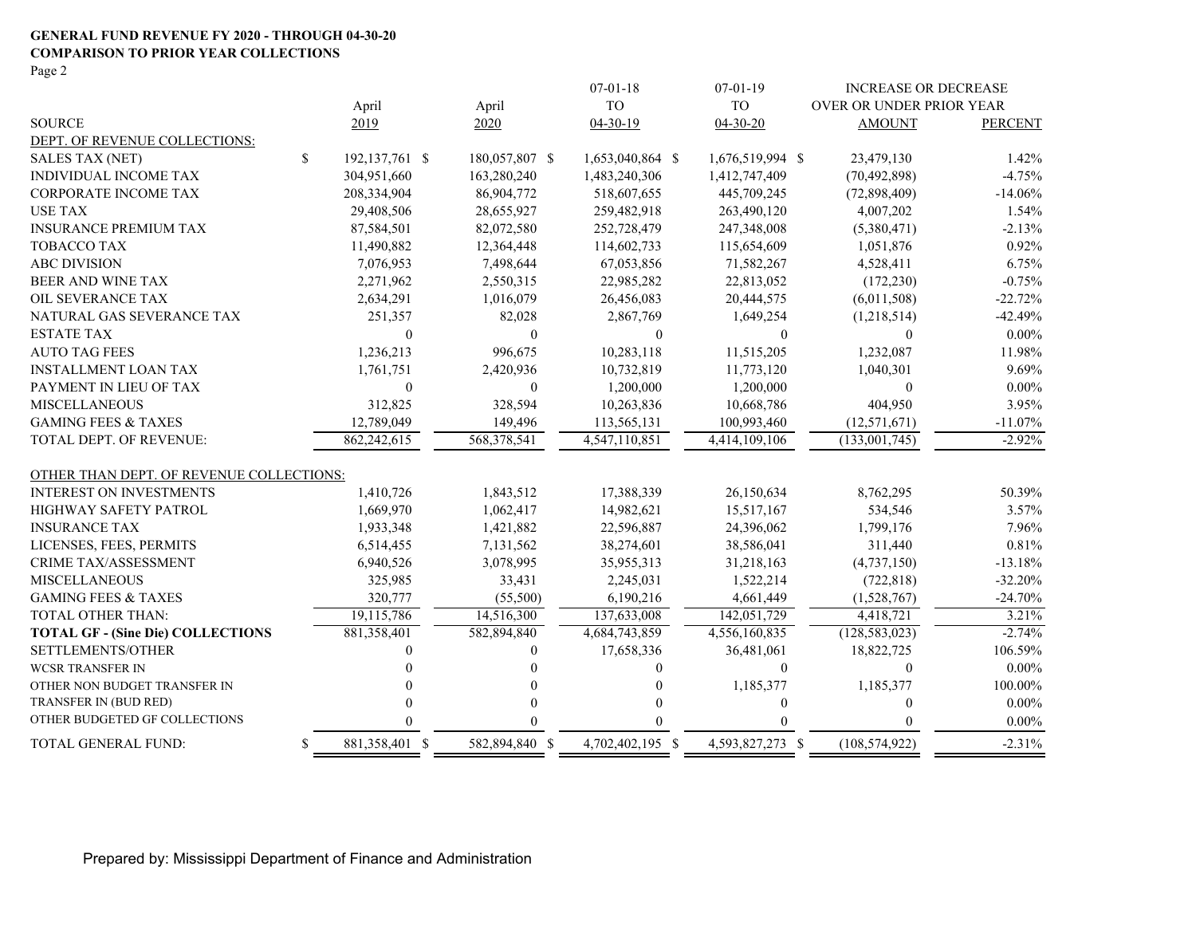**GENERAL FUND REVENUE FY 2020 - THROUGH 04-30-20**
**COMPARISON TO PRIOR YEAR COLLECTIONS**
Page 2

| SOURCE | April 2019 | April 2020 | 07-01-18 TO 04-30-19 | 07-01-19 TO 04-30-20 | INCREASE OR DECREASE OVER OR UNDER PRIOR YEAR AMOUNT | PERCENT |
|---|---|---|---|---|---|---|
| DEPT. OF REVENUE COLLECTIONS: | | | | | | |
| SALES TAX (NET) | $ 192,137,761 | $ 180,057,807 | $ 1,653,040,864 | $ 1,676,519,994 | $ 23,479,130 | 1.42% |
| INDIVIDUAL INCOME TAX | 304,951,660 | 163,280,240 | 1,483,240,306 | 1,412,747,409 | (70,492,898) | -4.75% |
| CORPORATE INCOME TAX | 208,334,904 | 86,904,772 | 518,607,655 | 445,709,245 | (72,898,409) | -14.06% |
| USE TAX | 29,408,506 | 28,655,927 | 259,482,918 | 263,490,120 | 4,007,202 | 1.54% |
| INSURANCE PREMIUM TAX | 87,584,501 | 82,072,580 | 252,728,479 | 247,348,008 | (5,380,471) | -2.13% |
| TOBACCO TAX | 11,490,882 | 12,364,448 | 114,602,733 | 115,654,609 | 1,051,876 | 0.92% |
| ABC DIVISION | 7,076,953 | 7,498,644 | 67,053,856 | 71,582,267 | 4,528,411 | 6.75% |
| BEER AND WINE TAX | 2,271,962 | 2,550,315 | 22,985,282 | 22,813,052 | (172,230) | -0.75% |
| OIL SEVERANCE TAX | 2,634,291 | 1,016,079 | 26,456,083 | 20,444,575 | (6,011,508) | -22.72% |
| NATURAL GAS SEVERANCE TAX | 251,357 | 82,028 | 2,867,769 | 1,649,254 | (1,218,514) | -42.49% |
| ESTATE TAX | 0 | 0 | 0 | 0 | 0 | 0.00% |
| AUTO TAG FEES | 1,236,213 | 996,675 | 10,283,118 | 11,515,205 | 1,232,087 | 11.98% |
| INSTALLMENT LOAN TAX | 1,761,751 | 2,420,936 | 10,732,819 | 11,773,120 | 1,040,301 | 9.69% |
| PAYMENT IN LIEU OF TAX | 0 | 0 | 1,200,000 | 1,200,000 | 0 | 0.00% |
| MISCELLANEOUS | 312,825 | 328,594 | 10,263,836 | 10,668,786 | 404,950 | 3.95% |
| GAMING FEES & TAXES | 12,789,049 | 149,496 | 113,565,131 | 100,993,460 | (12,571,671) | -11.07% |
| TOTAL DEPT. OF REVENUE: | 862,242,615 | 568,378,541 | 4,547,110,851 | 4,414,109,106 | (133,001,745) | -2.92% |
| OTHER THAN DEPT. OF REVENUE COLLECTIONS: | | | | | | |
| INTEREST ON INVESTMENTS | 1,410,726 | 1,843,512 | 17,388,339 | 26,150,634 | 8,762,295 | 50.39% |
| HIGHWAY SAFETY PATROL | 1,669,970 | 1,062,417 | 14,982,621 | 15,517,167 | 534,546 | 3.57% |
| INSURANCE TAX | 1,933,348 | 1,421,882 | 22,596,887 | 24,396,062 | 1,799,176 | 7.96% |
| LICENSES, FEES, PERMITS | 6,514,455 | 7,131,562 | 38,274,601 | 38,586,041 | 311,440 | 0.81% |
| CRIME TAX/ASSESSMENT | 6,940,526 | 3,078,995 | 35,955,313 | 31,218,163 | (4,737,150) | -13.18% |
| MISCELLANEOUS | 325,985 | 33,431 | 2,245,031 | 1,522,214 | (722,818) | -32.20% |
| GAMING FEES & TAXES | 320,777 | (55,500) | 6,190,216 | 4,661,449 | (1,528,767) | -24.70% |
| TOTAL OTHER THAN: | 19,115,786 | 14,516,300 | 137,633,008 | 142,051,729 | 4,418,721 | 3.21% |
| **TOTAL GF - (Sine Die) COLLECTIONS** | 881,358,401 | 582,894,840 | 4,684,743,859 | 4,556,160,835 | (128,583,023) | -2.74% |
| SETTLEMENTS/OTHER | 0 | 0 | 17,658,336 | 36,481,061 | 18,822,725 | 106.59% |
| WCSR TRANSFER IN | 0 | 0 | 0 | 0 | 0 | 0.00% |
| OTHER NON BUDGET TRANSFER IN | 0 | 0 | 0 | 1,185,377 | 1,185,377 | 100.00% |
| TRANSFER IN (BUD RED) | 0 | 0 | 0 | 0 | 0 | 0.00% |
| OTHER BUDGETED GF COLLECTIONS | 0 | 0 | 0 | 0 | 0 | 0.00% |
| TOTAL GENERAL FUND: | $ 881,358,401 | $ 582,894,840 | $ 4,702,402,195 | $ 4,593,827,273 | $ (108,574,922) | -2.31% |

Prepared by: Mississippi Department of Finance and Administration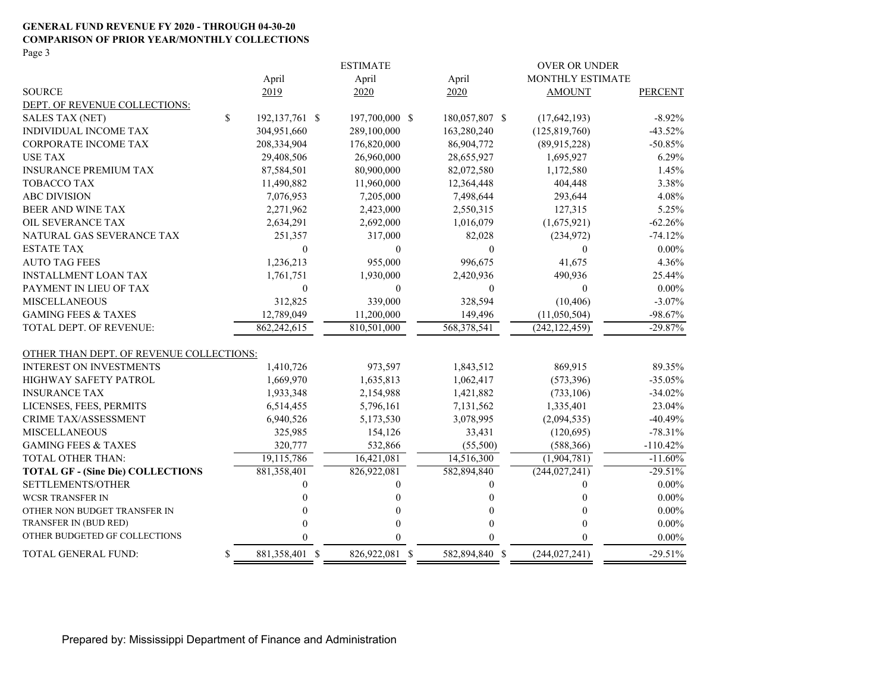**GENERAL FUND REVENUE FY 2020 - THROUGH 04-30-20**
**COMPARISON OF PRIOR YEAR/MONTHLY COLLECTIONS**
Page 3

| SOURCE | April 2019 | ESTIMATE April 2020 | April 2020 | OVER OR UNDER MONTHLY ESTIMATE AMOUNT | PERCENT |
|---|---|---|---|---|---|
| DEPT. OF REVENUE COLLECTIONS: | | | | | |
| SALES TAX (NET) | $ 192,137,761 | $ 197,700,000 | $ 180,057,807 | $ (17,642,193) | -8.92% |
| INDIVIDUAL INCOME TAX | 304,951,660 | 289,100,000 | 163,280,240 | (125,819,760) | -43.52% |
| CORPORATE INCOME TAX | 208,334,904 | 176,820,000 | 86,904,772 | (89,915,228) | -50.85% |
| USE TAX | 29,408,506 | 26,960,000 | 28,655,927 | 1,695,927 | 6.29% |
| INSURANCE PREMIUM TAX | 87,584,501 | 80,900,000 | 82,072,580 | 1,172,580 | 1.45% |
| TOBACCO TAX | 11,490,882 | 11,960,000 | 12,364,448 | 404,448 | 3.38% |
| ABC DIVISION | 7,076,953 | 7,205,000 | 7,498,644 | 293,644 | 4.08% |
| BEER AND WINE TAX | 2,271,962 | 2,423,000 | 2,550,315 | 127,315 | 5.25% |
| OIL SEVERANCE TAX | 2,634,291 | 2,692,000 | 1,016,079 | (1,675,921) | -62.26% |
| NATURAL GAS SEVERANCE TAX | 251,357 | 317,000 | 82,028 | (234,972) | -74.12% |
| ESTATE TAX | 0 | 0 | 0 | 0 | 0.00% |
| AUTO TAG FEES | 1,236,213 | 955,000 | 996,675 | 41,675 | 4.36% |
| INSTALLMENT LOAN TAX | 1,761,751 | 1,930,000 | 2,420,936 | 490,936 | 25.44% |
| PAYMENT IN LIEU OF TAX | 0 | 0 | 0 | 0 | 0.00% |
| MISCELLANEOUS | 312,825 | 339,000 | 328,594 | (10,406) | -3.07% |
| GAMING FEES & TAXES | 12,789,049 | 11,200,000 | 149,496 | (11,050,504) | -98.67% |
| TOTAL DEPT. OF REVENUE: | 862,242,615 | 810,501,000 | 568,378,541 | (242,122,459) | -29.87% |
| OTHER THAN DEPT. OF REVENUE COLLECTIONS: | | | | | |
| INTEREST ON INVESTMENTS | 1,410,726 | 973,597 | 1,843,512 | 869,915 | 89.35% |
| HIGHWAY SAFETY PATROL | 1,669,970 | 1,635,813 | 1,062,417 | (573,396) | -35.05% |
| INSURANCE TAX | 1,933,348 | 2,154,988 | 1,421,882 | (733,106) | -34.02% |
| LICENSES, FEES, PERMITS | 6,514,455 | 5,796,161 | 7,131,562 | 1,335,401 | 23.04% |
| CRIME TAX/ASSESSMENT | 6,940,526 | 5,173,530 | 3,078,995 | (2,094,535) | -40.49% |
| MISCELLANEOUS | 325,985 | 154,126 | 33,431 | (120,695) | -78.31% |
| GAMING FEES & TAXES | 320,777 | 532,866 | (55,500) | (588,366) | -110.42% |
| TOTAL OTHER THAN: | 19,115,786 | 16,421,081 | 14,516,300 | (1,904,781) | -11.60% |
| **TOTAL GF - (Sine Die) COLLECTIONS** | 881,358,401 | 826,922,081 | 582,894,840 | (244,027,241) | -29.51% |
| SETTLEMENTS/OTHER | 0 | 0 | 0 | 0 | 0.00% |
| WCSR TRANSFER IN | 0 | 0 | 0 | 0 | 0.00% |
| OTHER NON BUDGET TRANSFER IN | 0 | 0 | 0 | 0 | 0.00% |
| TRANSFER IN (BUD RED) | 0 | 0 | 0 | 0 | 0.00% |
| OTHER BUDGETED GF COLLECTIONS | 0 | 0 | 0 | 0 | 0.00% |
| TOTAL GENERAL FUND: | $ 881,358,401 | $ 826,922,081 | $ 582,894,840 | $ (244,027,241) | -29.51% |

Prepared by: Mississippi Department of Finance and Administration